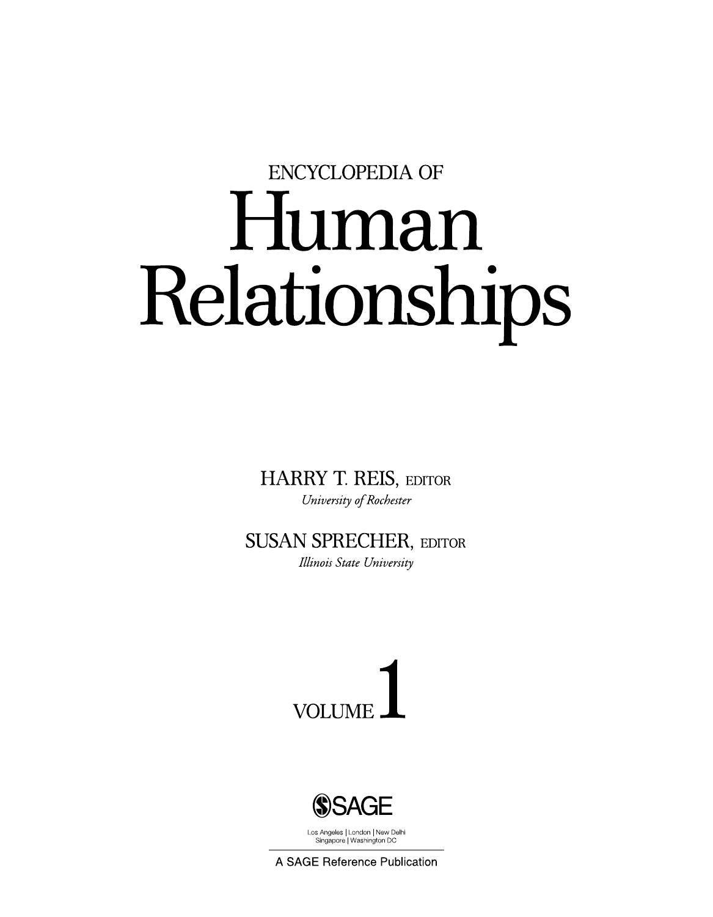ENCYCLOPEDIA OF

# Human Relationships

HARRY T. REIS, EDITOR
*University of Rochester*

SUSAN SPRECHER, EDITOR
*Illinois State University*

VOLUME 1

SAGE

Los Angeles | London | New Delhi
Singapore | Washington DC

A SAGE Reference Publication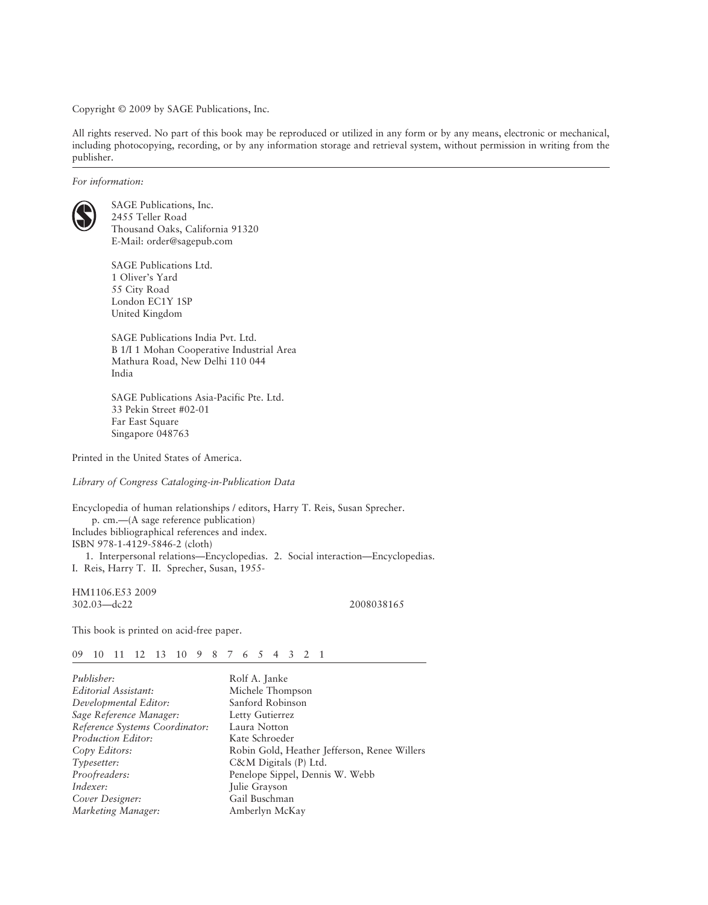Copyright © 2009 by SAGE Publications, Inc.

All rights reserved. No part of this book may be reproduced or utilized in any form or by any means, electronic or mechanical, including photocopying, recording, or by any information storage and retrieval system, without permission in writing from the publisher.

---

*For information:*

SAGE Publications, Inc.
2455 Teller Road
Thousand Oaks, California 91320
E-Mail: order@sagepub.com

SAGE Publications Ltd.
1 Oliver's Yard
55 City Road
London EC1Y 1SP
United Kingdom

SAGE Publications India Pvt. Ltd.
B 1/I 1 Mohan Cooperative Industrial Area
Mathura Road, New Delhi 110 044
India

SAGE Publications Asia-Pacific Pte. Ltd.
33 Pekin Street #02-01
Far East Square
Singapore 048763

Printed in the United States of America.

*Library of Congress Cataloging-in-Publication Data*

Encyclopedia of human relationships / editors, Harry T. Reis, Susan Sprecher.
p. cm.—(A sage reference publication)
Includes bibliographical references and index.
ISBN 978-1-4129-5846-2 (cloth)
1. Interpersonal relations—Encyclopedias. 2. Social interaction—Encyclopedias.
I. Reis, Harry T. II. Sprecher, Susan, 1955-

HM1106.E53 2009
302.03—dc22 2008038165

This book is printed on acid-free paper.

09 10 11 12 13 10 9 8 7 6 5 4 3 2 1

---

*Publisher:* Rolf A. Janke
*Editorial Assistant:* Michele Thompson
*Developmental Editor:* Sanford Robinson
*Sage Reference Manager:* Letty Gutierrez
*Reference Systems Coordinator:* Laura Notton
*Production Editor:* Kate Schroeder
*Copy Editors:* Robin Gold, Heather Jefferson, Renee Willers
*Typesetter:* C&M Digitals (P) Ltd.
*Proofreaders:* Penelope Sippel, Dennis W. Webb
*Indexer:* Julie Grayson
*Cover Designer:* Gail Buschman
*Marketing Manager:* Amberlyn McKay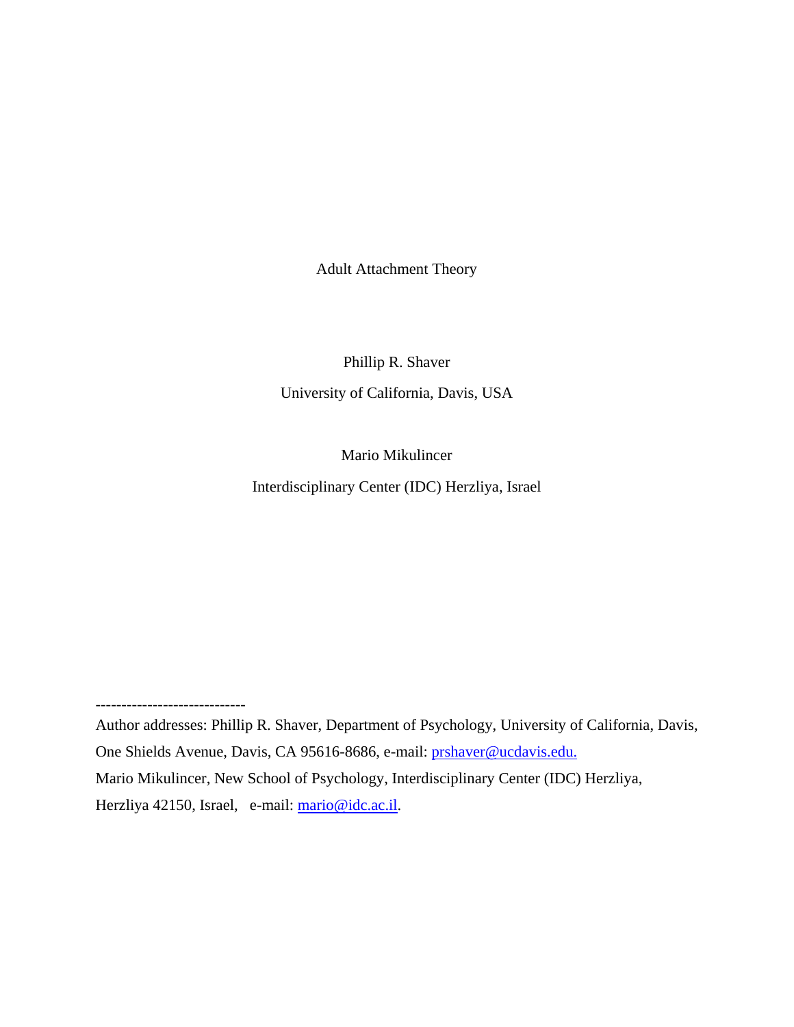# Adult Attachment Theory

Phillip R. Shaver

University of California, Davis, USA

Mario Mikulincer

Interdisciplinary Center (IDC) Herzliya, Israel

----------------------------

Author addresses: Phillip R. Shaver, Department of Psychology, University of California, Davis, One Shields Avenue, Davis, CA 95616-8686, e-mail: prshaver@ucdavis.edu.

Mario Mikulincer, New School of Psychology, Interdisciplinary Center (IDC) Herzliya, Herzliya 42150, Israel, e-mail: mario@idc.ac.il.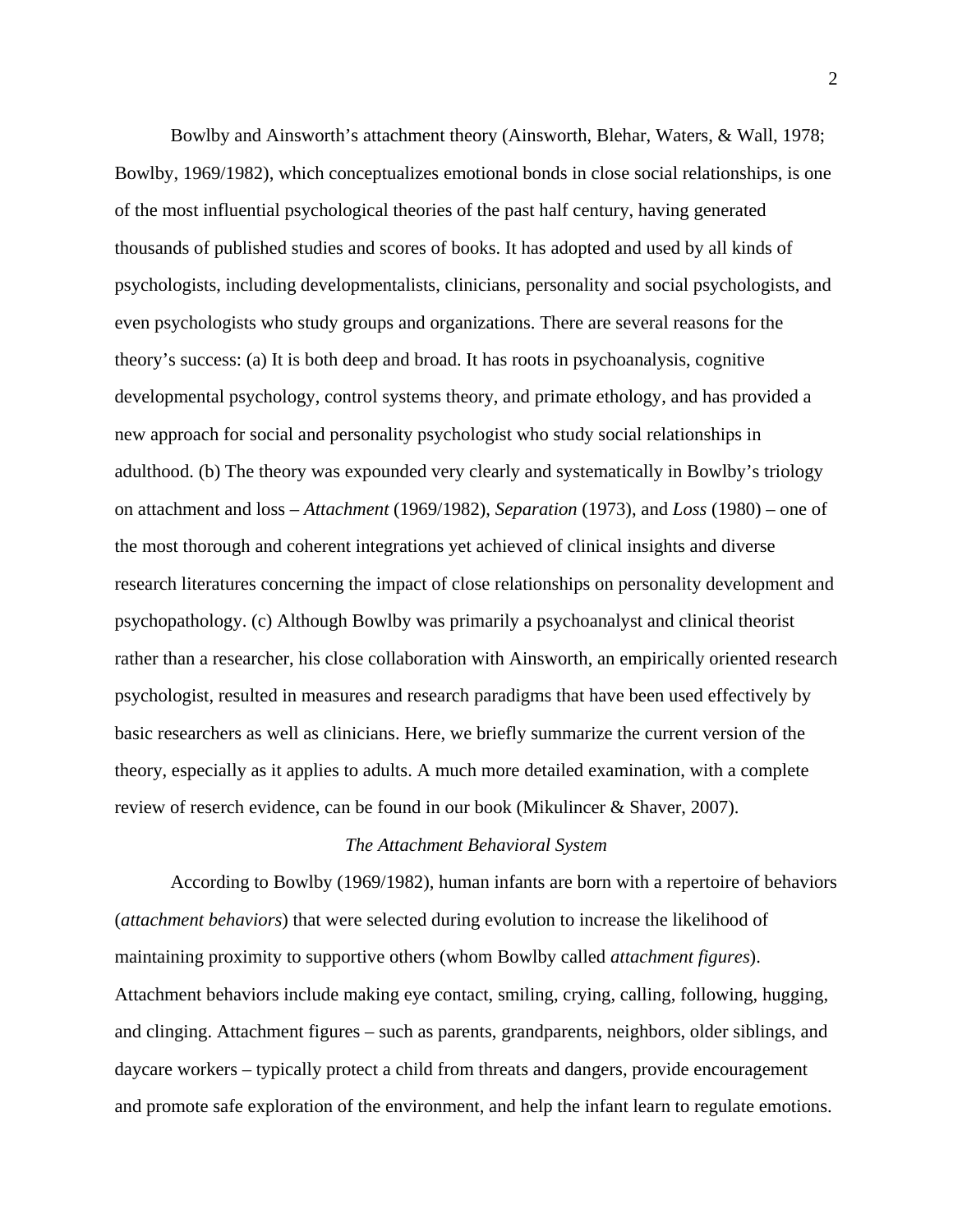Bowlby and Ainsworth's attachment theory (Ainsworth, Blehar, Waters, & Wall, 1978; Bowlby, 1969/1982), which conceptualizes emotional bonds in close social relationships, is one of the most influential psychological theories of the past half century, having generated thousands of published studies and scores of books. It has adopted and used by all kinds of psychologists, including developmentalists, clinicians, personality and social psychologists, and even psychologists who study groups and organizations. There are several reasons for the theory's success: (a) It is both deep and broad. It has roots in psychoanalysis, cognitive developmental psychology, control systems theory, and primate ethology, and has provided a new approach for social and personality psychologist who study social relationships in adulthood. (b) The theory was expounded very clearly and systematically in Bowlby's triology on attachment and loss – *Attachment* (1969/1982), *Separation* (1973), and *Loss* (1980) – one of the most thorough and coherent integrations yet achieved of clinical insights and diverse research literatures concerning the impact of close relationships on personality development and psychopathology. (c) Although Bowlby was primarily a psychoanalyst and clinical theorist rather than a researcher, his close collaboration with Ainsworth, an empirically oriented research psychologist, resulted in measures and research paradigms that have been used effectively by basic researchers as well as clinicians. Here, we briefly summarize the current version of the theory, especially as it applies to adults. A much more detailed examination, with a complete review of reserch evidence, can be found in our book (Mikulincer & Shaver, 2007).

## *The Attachment Behavioral System*

According to Bowlby (1969/1982), human infants are born with a repertoire of behaviors (*attachment behaviors*) that were selected during evolution to increase the likelihood of maintaining proximity to supportive others (whom Bowlby called *attachment figures*). Attachment behaviors include making eye contact, smiling, crying, calling, following, hugging, and clinging. Attachment figures – such as parents, grandparents, neighbors, older siblings, and daycare workers – typically protect a child from threats and dangers, provide encouragement and promote safe exploration of the environment, and help the infant learn to regulate emotions.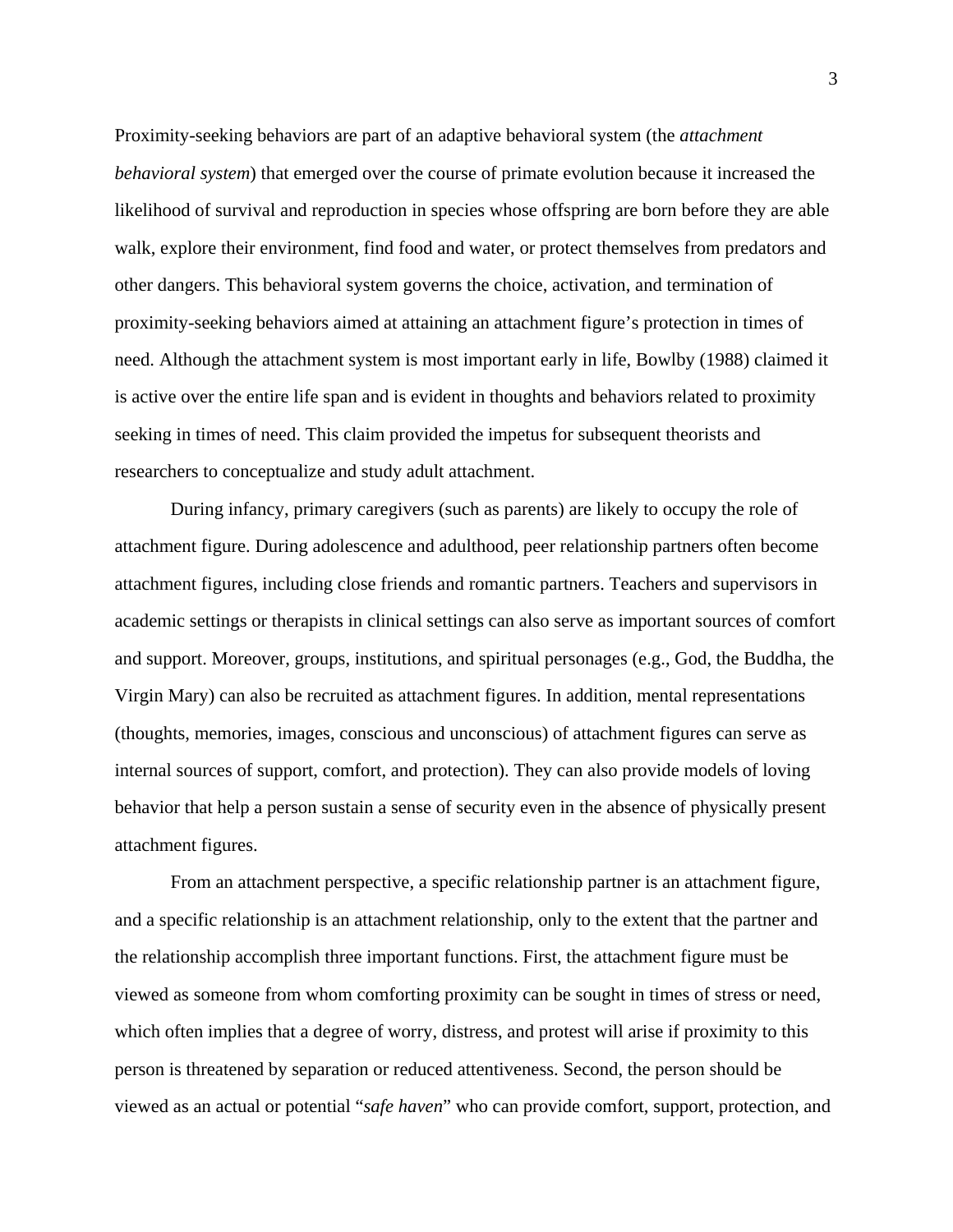Proximity-seeking behaviors are part of an adaptive behavioral system (the *attachment behavioral system*) that emerged over the course of primate evolution because it increased the likelihood of survival and reproduction in species whose offspring are born before they are able walk, explore their environment, find food and water, or protect themselves from predators and other dangers. This behavioral system governs the choice, activation, and termination of proximity-seeking behaviors aimed at attaining an attachment figure's protection in times of need. Although the attachment system is most important early in life, Bowlby (1988) claimed it is active over the entire life span and is evident in thoughts and behaviors related to proximity seeking in times of need. This claim provided the impetus for subsequent theorists and researchers to conceptualize and study adult attachment.

During infancy, primary caregivers (such as parents) are likely to occupy the role of attachment figure. During adolescence and adulthood, peer relationship partners often become attachment figures, including close friends and romantic partners. Teachers and supervisors in academic settings or therapists in clinical settings can also serve as important sources of comfort and support. Moreover, groups, institutions, and spiritual personages (e.g., God, the Buddha, the Virgin Mary) can also be recruited as attachment figures. In addition, mental representations (thoughts, memories, images, conscious and unconscious) of attachment figures can serve as internal sources of support, comfort, and protection). They can also provide models of loving behavior that help a person sustain a sense of security even in the absence of physically present attachment figures.

From an attachment perspective, a specific relationship partner is an attachment figure, and a specific relationship is an attachment relationship, only to the extent that the partner and the relationship accomplish three important functions. First, the attachment figure must be viewed as someone from whom comforting proximity can be sought in times of stress or need, which often implies that a degree of worry, distress, and protest will arise if proximity to this person is threatened by separation or reduced attentiveness. Second, the person should be viewed as an actual or potential "*safe haven*" who can provide comfort, support, protection, and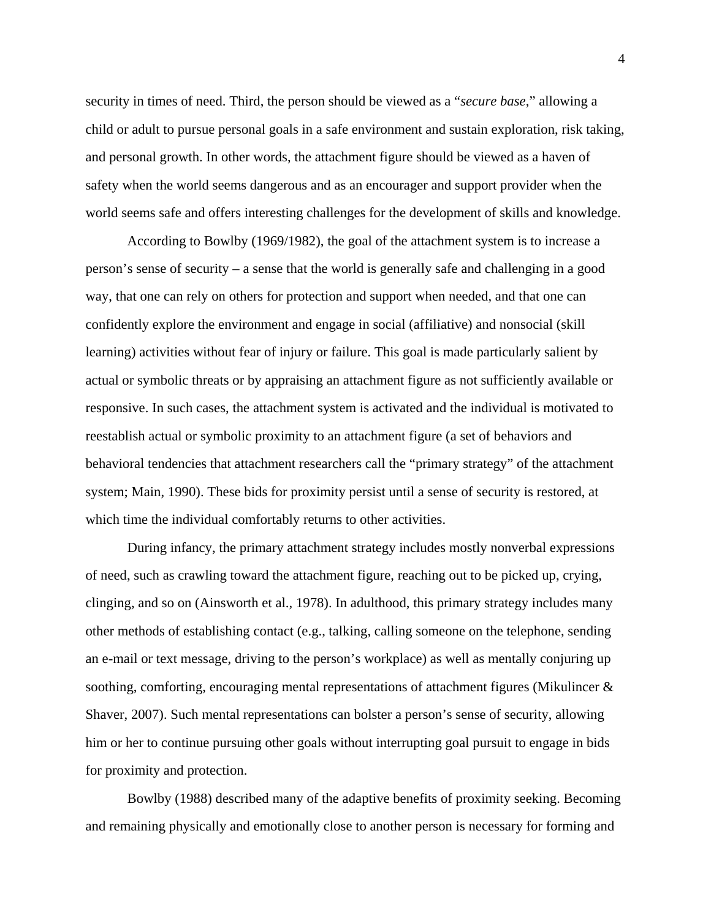security in times of need. Third, the person should be viewed as a "*secure base*," allowing a child or adult to pursue personal goals in a safe environment and sustain exploration, risk taking, and personal growth. In other words, the attachment figure should be viewed as a haven of safety when the world seems dangerous and as an encourager and support provider when the world seems safe and offers interesting challenges for the development of skills and knowledge.

According to Bowlby (1969/1982), the goal of the attachment system is to increase a person's sense of security – a sense that the world is generally safe and challenging in a good way, that one can rely on others for protection and support when needed, and that one can confidently explore the environment and engage in social (affiliative) and nonsocial (skill learning) activities without fear of injury or failure. This goal is made particularly salient by actual or symbolic threats or by appraising an attachment figure as not sufficiently available or responsive. In such cases, the attachment system is activated and the individual is motivated to reestablish actual or symbolic proximity to an attachment figure (a set of behaviors and behavioral tendencies that attachment researchers call the "primary strategy" of the attachment system; Main, 1990). These bids for proximity persist until a sense of security is restored, at which time the individual comfortably returns to other activities.

During infancy, the primary attachment strategy includes mostly nonverbal expressions of need, such as crawling toward the attachment figure, reaching out to be picked up, crying, clinging, and so on (Ainsworth et al., 1978). In adulthood, this primary strategy includes many other methods of establishing contact (e.g., talking, calling someone on the telephone, sending an e-mail or text message, driving to the person's workplace) as well as mentally conjuring up soothing, comforting, encouraging mental representations of attachment figures (Mikulincer & Shaver, 2007). Such mental representations can bolster a person's sense of security, allowing him or her to continue pursuing other goals without interrupting goal pursuit to engage in bids for proximity and protection.

Bowlby (1988) described many of the adaptive benefits of proximity seeking. Becoming and remaining physically and emotionally close to another person is necessary for forming and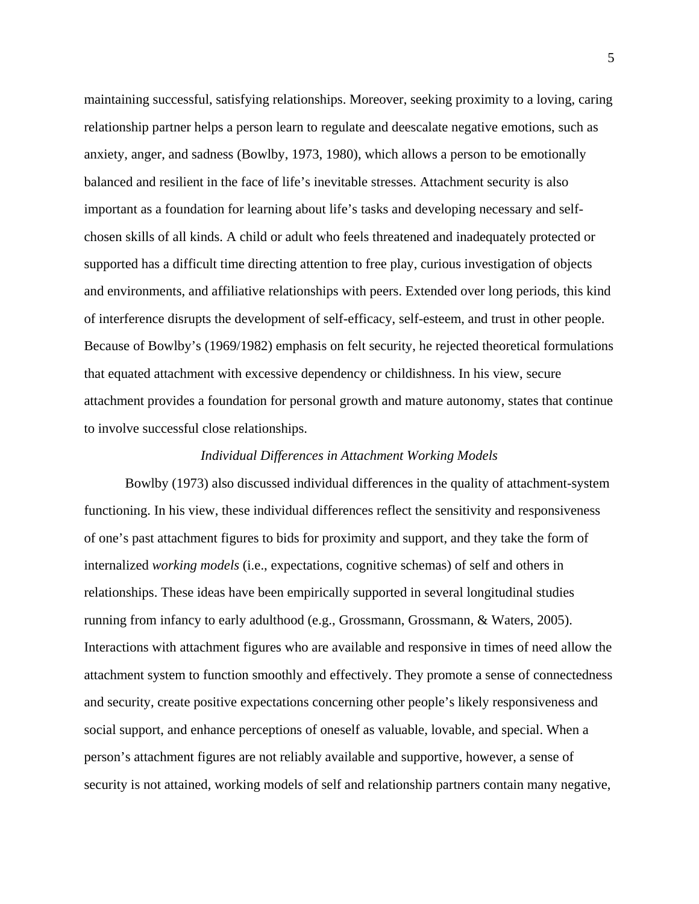maintaining successful, satisfying relationships. Moreover, seeking proximity to a loving, caring relationship partner helps a person learn to regulate and deescalate negative emotions, such as anxiety, anger, and sadness (Bowlby, 1973, 1980), which allows a person to be emotionally balanced and resilient in the face of life's inevitable stresses. Attachment security is also important as a foundation for learning about life's tasks and developing necessary and self-chosen skills of all kinds. A child or adult who feels threatened and inadequately protected or supported has a difficult time directing attention to free play, curious investigation of objects and environments, and affiliative relationships with peers. Extended over long periods, this kind of interference disrupts the development of self-efficacy, self-esteem, and trust in other people. Because of Bowlby's (1969/1982) emphasis on felt security, he rejected theoretical formulations that equated attachment with excessive dependency or childishness. In his view, secure attachment provides a foundation for personal growth and mature autonomy, states that continue to involve successful close relationships.

### *Individual Differences in Attachment Working Models*

Bowlby (1973) also discussed individual differences in the quality of attachment-system functioning. In his view, these individual differences reflect the sensitivity and responsiveness of one's past attachment figures to bids for proximity and support, and they take the form of internalized *working models* (i.e., expectations, cognitive schemas) of self and others in relationships. These ideas have been empirically supported in several longitudinal studies running from infancy to early adulthood (e.g., Grossmann, Grossmann, & Waters, 2005). Interactions with attachment figures who are available and responsive in times of need allow the attachment system to function smoothly and effectively. They promote a sense of connectedness and security, create positive expectations concerning other people's likely responsiveness and social support, and enhance perceptions of oneself as valuable, lovable, and special. When a person's attachment figures are not reliably available and supportive, however, a sense of security is not attained, working models of self and relationship partners contain many negative,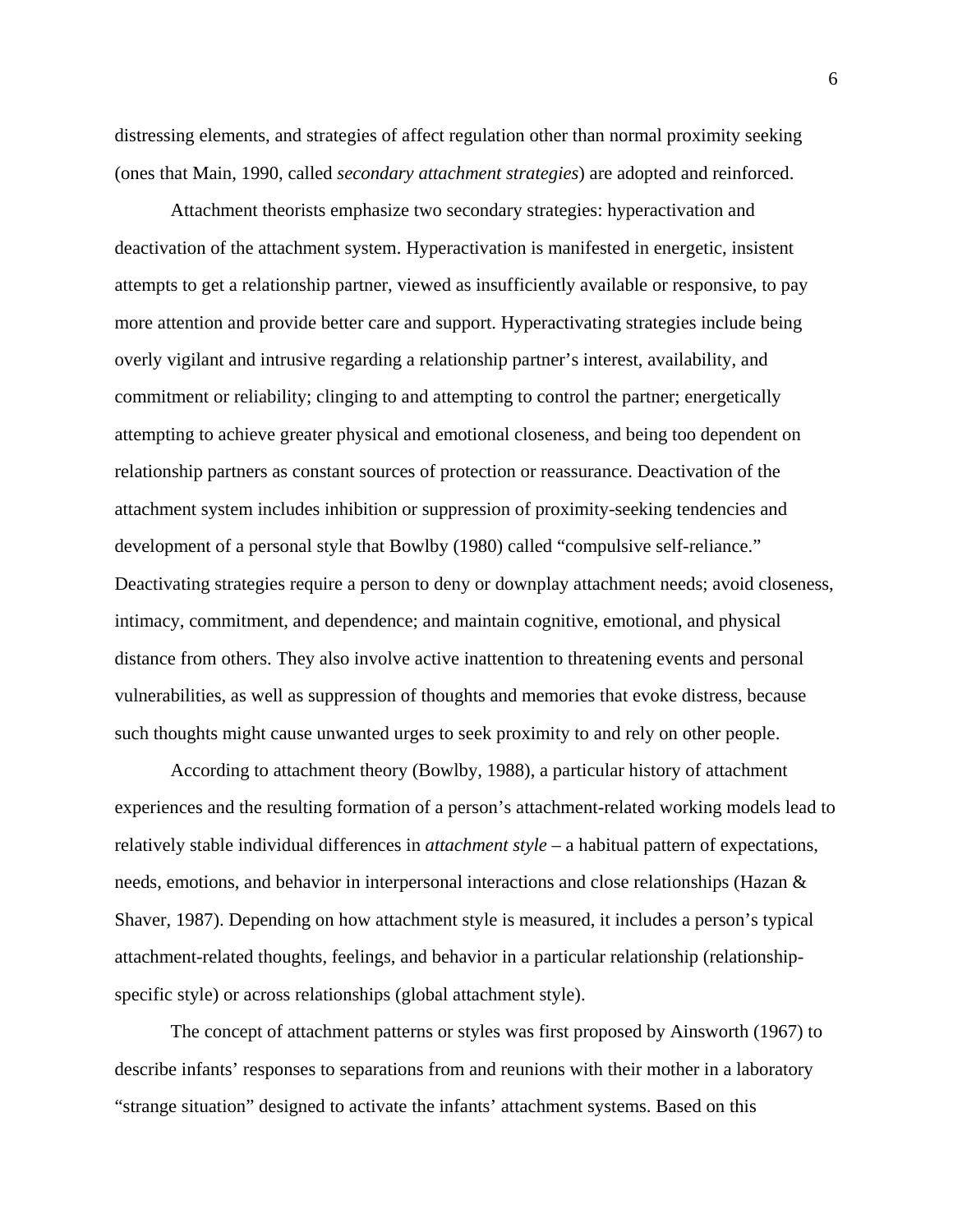distressing elements, and strategies of affect regulation other than normal proximity seeking (ones that Main, 1990, called *secondary attachment strategies*) are adopted and reinforced.

Attachment theorists emphasize two secondary strategies: hyperactivation and deactivation of the attachment system. Hyperactivation is manifested in energetic, insistent attempts to get a relationship partner, viewed as insufficiently available or responsive, to pay more attention and provide better care and support. Hyperactivating strategies include being overly vigilant and intrusive regarding a relationship partner's interest, availability, and commitment or reliability; clinging to and attempting to control the partner; energetically attempting to achieve greater physical and emotional closeness, and being too dependent on relationship partners as constant sources of protection or reassurance. Deactivation of the attachment system includes inhibition or suppression of proximity-seeking tendencies and development of a personal style that Bowlby (1980) called "compulsive self-reliance." Deactivating strategies require a person to deny or downplay attachment needs; avoid closeness, intimacy, commitment, and dependence; and maintain cognitive, emotional, and physical distance from others. They also involve active inattention to threatening events and personal vulnerabilities, as well as suppression of thoughts and memories that evoke distress, because such thoughts might cause unwanted urges to seek proximity to and rely on other people.

According to attachment theory (Bowlby, 1988), a particular history of attachment experiences and the resulting formation of a person's attachment-related working models lead to relatively stable individual differences in *attachment style* – a habitual pattern of expectations, needs, emotions, and behavior in interpersonal interactions and close relationships (Hazan & Shaver, 1987). Depending on how attachment style is measured, it includes a person's typical attachment-related thoughts, feelings, and behavior in a particular relationship (relationship-specific style) or across relationships (global attachment style).

The concept of attachment patterns or styles was first proposed by Ainsworth (1967) to describe infants' responses to separations from and reunions with their mother in a laboratory "strange situation" designed to activate the infants' attachment systems. Based on this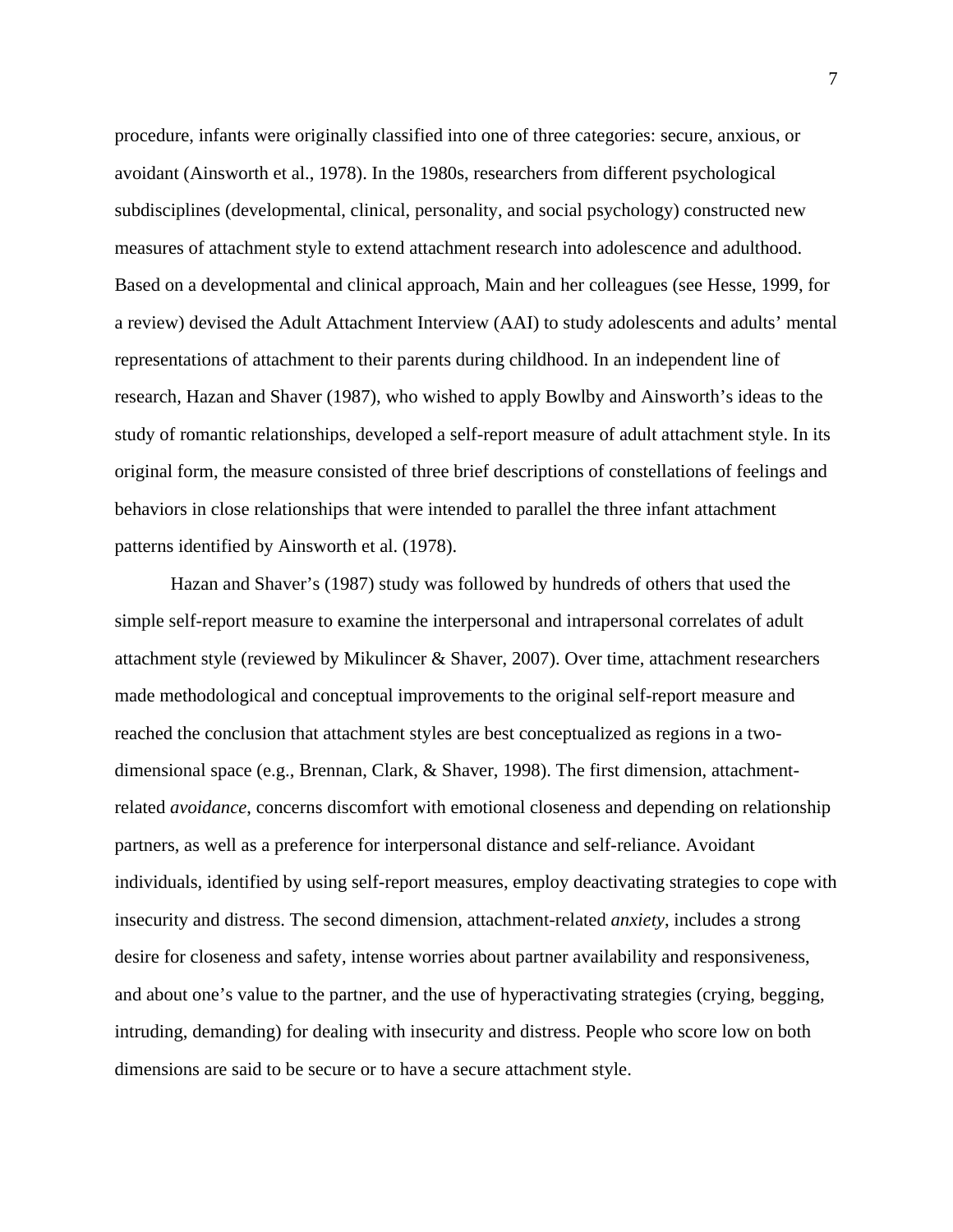procedure, infants were originally classified into one of three categories: secure, anxious, or avoidant (Ainsworth et al., 1978). In the 1980s, researchers from different psychological subdisciplines (developmental, clinical, personality, and social psychology) constructed new measures of attachment style to extend attachment research into adolescence and adulthood. Based on a developmental and clinical approach, Main and her colleagues (see Hesse, 1999, for a review) devised the Adult Attachment Interview (AAI) to study adolescents and adults' mental representations of attachment to their parents during childhood. In an independent line of research, Hazan and Shaver (1987), who wished to apply Bowlby and Ainsworth's ideas to the study of romantic relationships, developed a self-report measure of adult attachment style. In its original form, the measure consisted of three brief descriptions of constellations of feelings and behaviors in close relationships that were intended to parallel the three infant attachment patterns identified by Ainsworth et al. (1978).

Hazan and Shaver's (1987) study was followed by hundreds of others that used the simple self-report measure to examine the interpersonal and intrapersonal correlates of adult attachment style (reviewed by Mikulincer & Shaver, 2007). Over time, attachment researchers made methodological and conceptual improvements to the original self-report measure and reached the conclusion that attachment styles are best conceptualized as regions in a two-dimensional space (e.g., Brennan, Clark, & Shaver, 1998). The first dimension, attachment-related *avoidance*, concerns discomfort with emotional closeness and depending on relationship partners, as well as a preference for interpersonal distance and self-reliance. Avoidant individuals, identified by using self-report measures, employ deactivating strategies to cope with insecurity and distress. The second dimension, attachment-related *anxiety*, includes a strong desire for closeness and safety, intense worries about partner availability and responsiveness, and about one's value to the partner, and the use of hyperactivating strategies (crying, begging, intruding, demanding) for dealing with insecurity and distress. People who score low on both dimensions are said to be secure or to have a secure attachment style.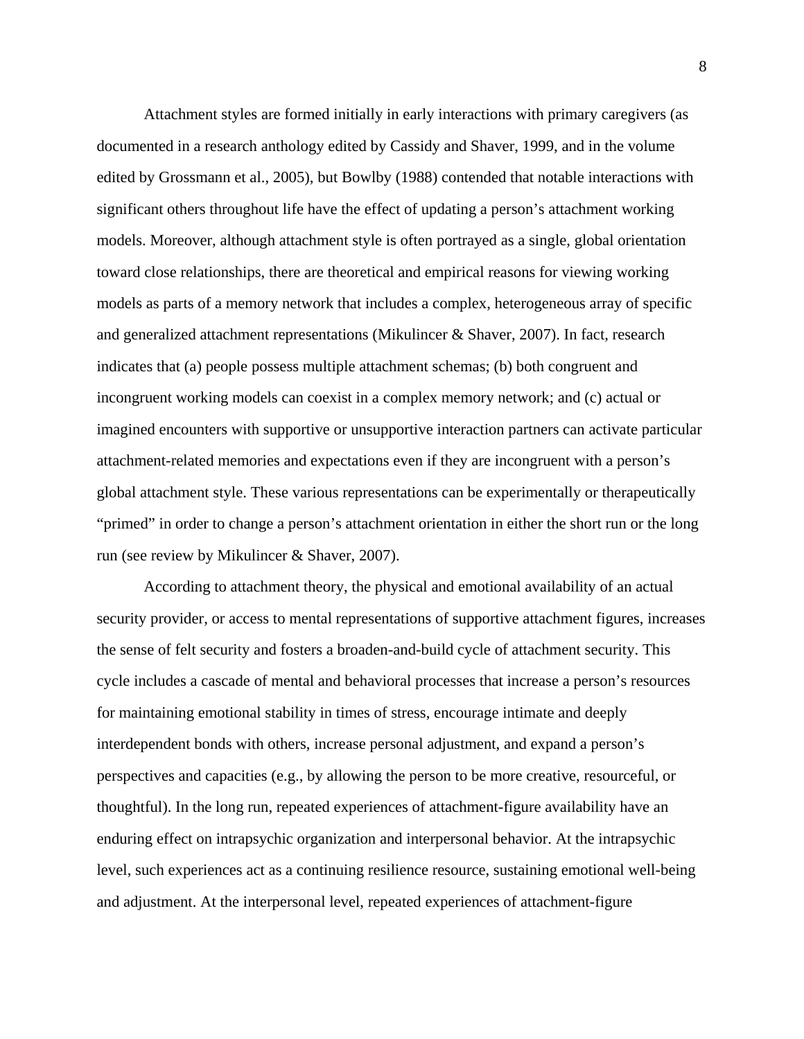Attachment styles are formed initially in early interactions with primary caregivers (as documented in a research anthology edited by Cassidy and Shaver, 1999, and in the volume edited by Grossmann et al., 2005), but Bowlby (1988) contended that notable interactions with significant others throughout life have the effect of updating a person's attachment working models. Moreover, although attachment style is often portrayed as a single, global orientation toward close relationships, there are theoretical and empirical reasons for viewing working models as parts of a memory network that includes a complex, heterogeneous array of specific and generalized attachment representations (Mikulincer & Shaver, 2007). In fact, research indicates that (a) people possess multiple attachment schemas; (b) both congruent and incongruent working models can coexist in a complex memory network; and (c) actual or imagined encounters with supportive or unsupportive interaction partners can activate particular attachment-related memories and expectations even if they are incongruent with a person's global attachment style. These various representations can be experimentally or therapeutically "primed" in order to change a person's attachment orientation in either the short run or the long run (see review by Mikulincer & Shaver, 2007).

According to attachment theory, the physical and emotional availability of an actual security provider, or access to mental representations of supportive attachment figures, increases the sense of felt security and fosters a broaden-and-build cycle of attachment security. This cycle includes a cascade of mental and behavioral processes that increase a person's resources for maintaining emotional stability in times of stress, encourage intimate and deeply interdependent bonds with others, increase personal adjustment, and expand a person's perspectives and capacities (e.g., by allowing the person to be more creative, resourceful, or thoughtful). In the long run, repeated experiences of attachment-figure availability have an enduring effect on intrapsychic organization and interpersonal behavior. At the intrapsychic level, such experiences act as a continuing resilience resource, sustaining emotional well-being and adjustment. At the interpersonal level, repeated experiences of attachment-figure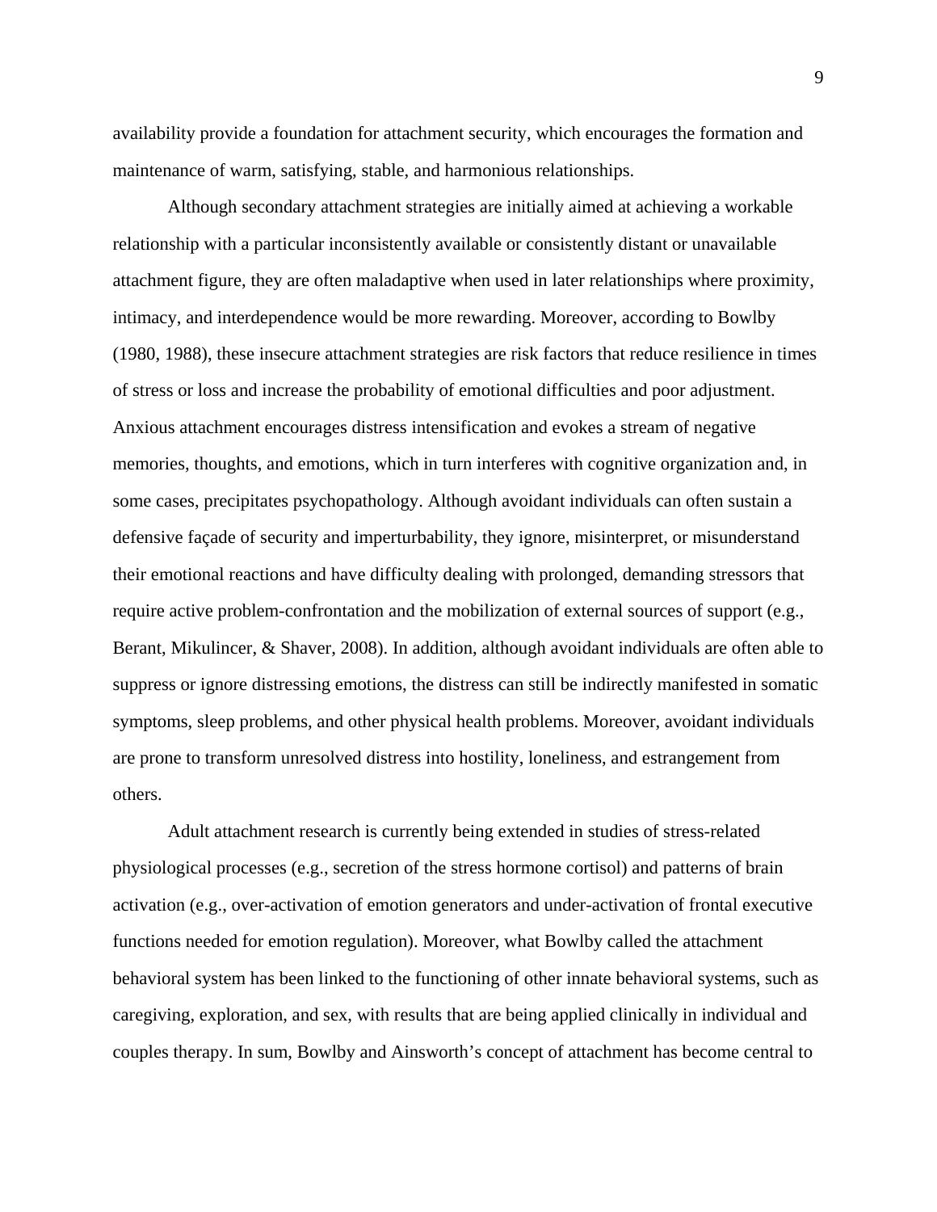availability provide a foundation for attachment security, which encourages the formation and maintenance of warm, satisfying, stable, and harmonious relationships.

Although secondary attachment strategies are initially aimed at achieving a workable relationship with a particular inconsistently available or consistently distant or unavailable attachment figure, they are often maladaptive when used in later relationships where proximity, intimacy, and interdependence would be more rewarding. Moreover, according to Bowlby (1980, 1988), these insecure attachment strategies are risk factors that reduce resilience in times of stress or loss and increase the probability of emotional difficulties and poor adjustment. Anxious attachment encourages distress intensification and evokes a stream of negative memories, thoughts, and emotions, which in turn interferes with cognitive organization and, in some cases, precipitates psychopathology. Although avoidant individuals can often sustain a defensive façade of security and imperturbability, they ignore, misinterpret, or misunderstand their emotional reactions and have difficulty dealing with prolonged, demanding stressors that require active problem-confrontation and the mobilization of external sources of support (e.g., Berant, Mikulincer, & Shaver, 2008). In addition, although avoidant individuals are often able to suppress or ignore distressing emotions, the distress can still be indirectly manifested in somatic symptoms, sleep problems, and other physical health problems. Moreover, avoidant individuals are prone to transform unresolved distress into hostility, loneliness, and estrangement from others.

Adult attachment research is currently being extended in studies of stress-related physiological processes (e.g., secretion of the stress hormone cortisol) and patterns of brain activation (e.g., over-activation of emotion generators and under-activation of frontal executive functions needed for emotion regulation). Moreover, what Bowlby called the attachment behavioral system has been linked to the functioning of other innate behavioral systems, such as caregiving, exploration, and sex, with results that are being applied clinically in individual and couples therapy. In sum, Bowlby and Ainsworth's concept of attachment has become central to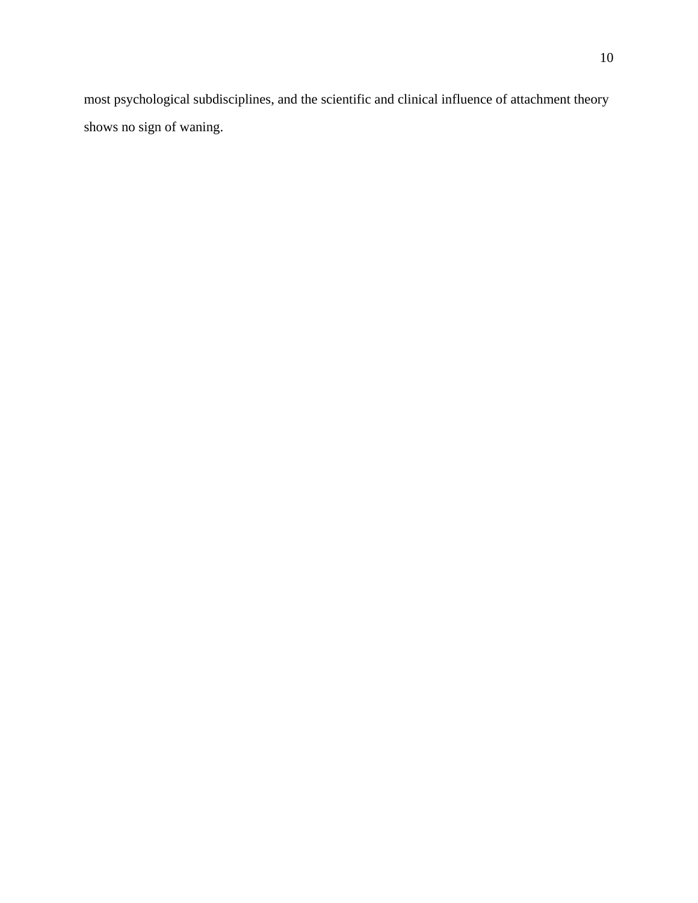most psychological subdisciplines, and the scientific and clinical influence of attachment theory shows no sign of waning.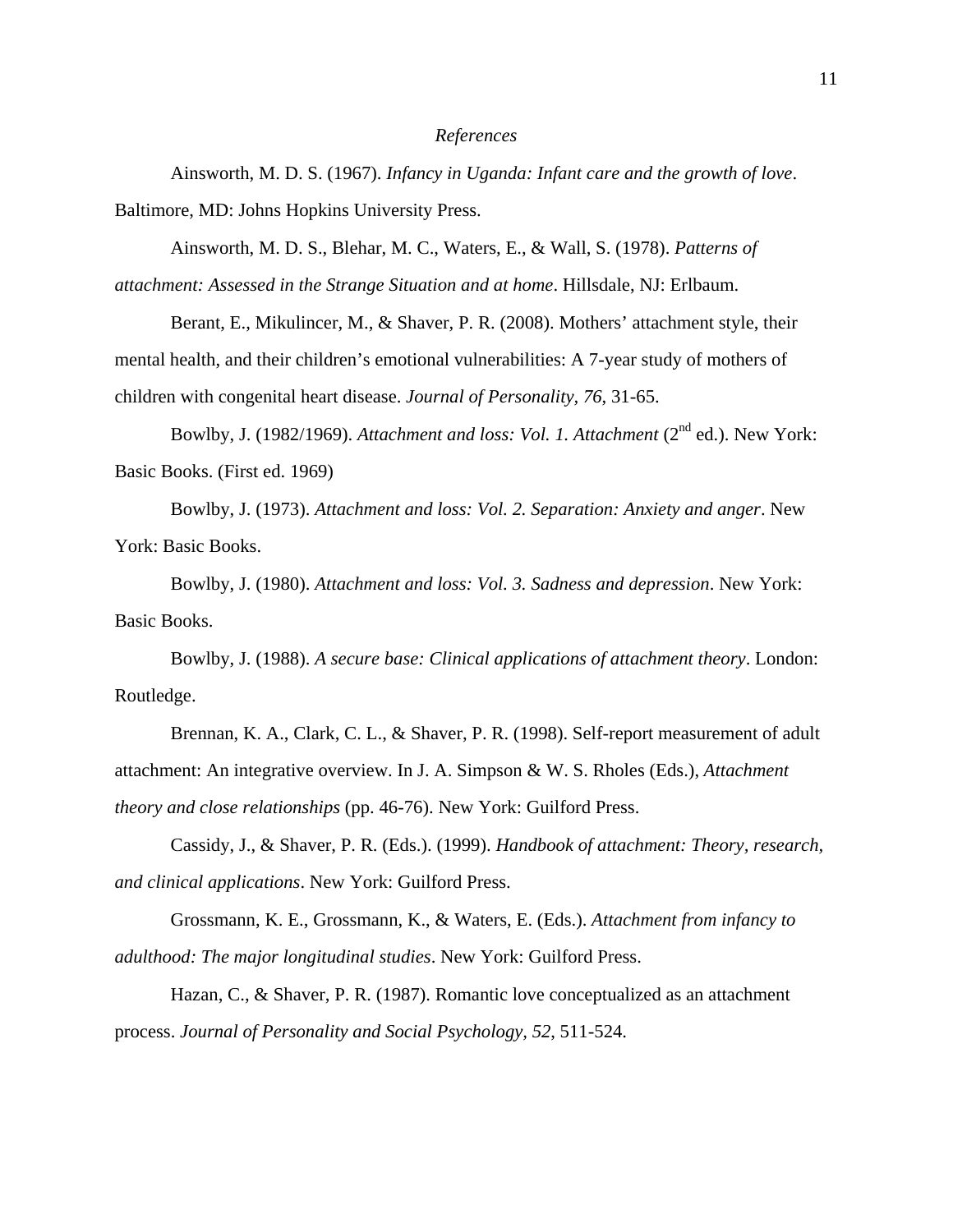*References*

Ainsworth, M. D. S. (1967). *Infancy in Uganda: Infant care and the growth of love*. Baltimore, MD: Johns Hopkins University Press.

Ainsworth, M. D. S., Blehar, M. C., Waters, E., & Wall, S. (1978). *Patterns of attachment: Assessed in the Strange Situation and at home*. Hillsdale, NJ: Erlbaum.

Berant, E., Mikulincer, M., & Shaver, P. R. (2008). Mothers' attachment style, their mental health, and their children's emotional vulnerabilities: A 7-year study of mothers of children with congenital heart disease. *Journal of Personality, 76*, 31-65.

Bowlby, J. (1982/1969). *Attachment and loss: Vol. 1. Attachment* (2nd ed.). New York: Basic Books. (First ed. 1969)

Bowlby, J. (1973). *Attachment and loss: Vol. 2. Separation: Anxiety and anger*. New York: Basic Books.

Bowlby, J. (1980). *Attachment and loss: Vol. 3. Sadness and depression*. New York: Basic Books.

Bowlby, J. (1988). *A secure base: Clinical applications of attachment theory*. London: Routledge.

Brennan, K. A., Clark, C. L., & Shaver, P. R. (1998). Self-report measurement of adult attachment: An integrative overview. In J. A. Simpson & W. S. Rholes (Eds.), *Attachment theory and close relationships* (pp. 46-76). New York: Guilford Press.

Cassidy, J., & Shaver, P. R. (Eds.). (1999). *Handbook of attachment: Theory, research, and clinical applications*. New York: Guilford Press.

Grossmann, K. E., Grossmann, K., & Waters, E. (Eds.). *Attachment from infancy to adulthood: The major longitudinal studies*. New York: Guilford Press.

Hazan, C., & Shaver, P. R. (1987). Romantic love conceptualized as an attachment process. *Journal of Personality and Social Psychology, 52*, 511-524.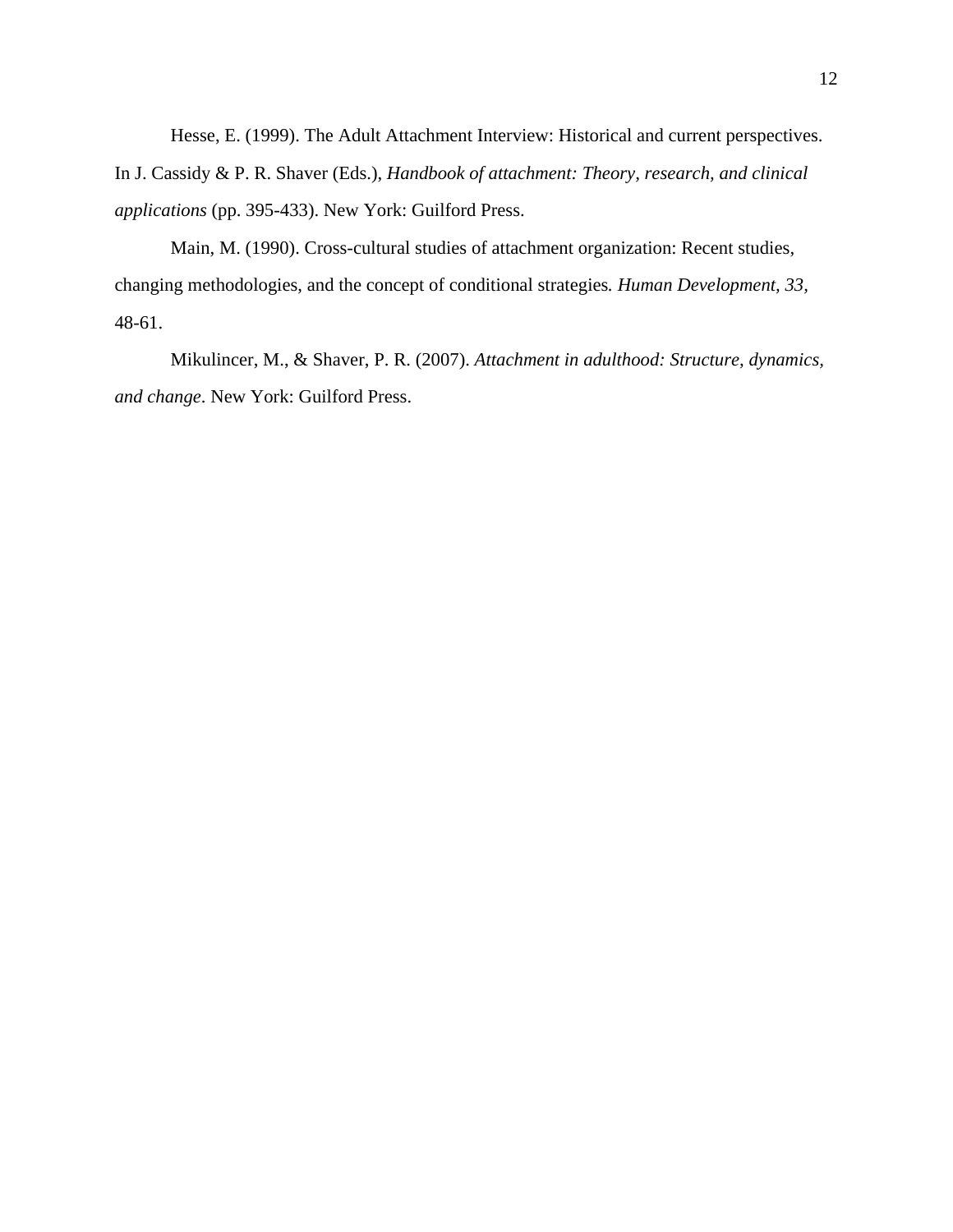Hesse, E. (1999). The Adult Attachment Interview: Historical and current perspectives. In J. Cassidy & P. R. Shaver (Eds.), *Handbook of attachment: Theory, research, and clinical applications* (pp. 395-433). New York: Guilford Press.

Main, M. (1990). Cross-cultural studies of attachment organization: Recent studies, changing methodologies, and the concept of conditional strategies. *Human Development*, *33*, 48-61.

Mikulincer, M., & Shaver, P. R. (2007). *Attachment in adulthood: Structure, dynamics, and change*. New York: Guilford Press.